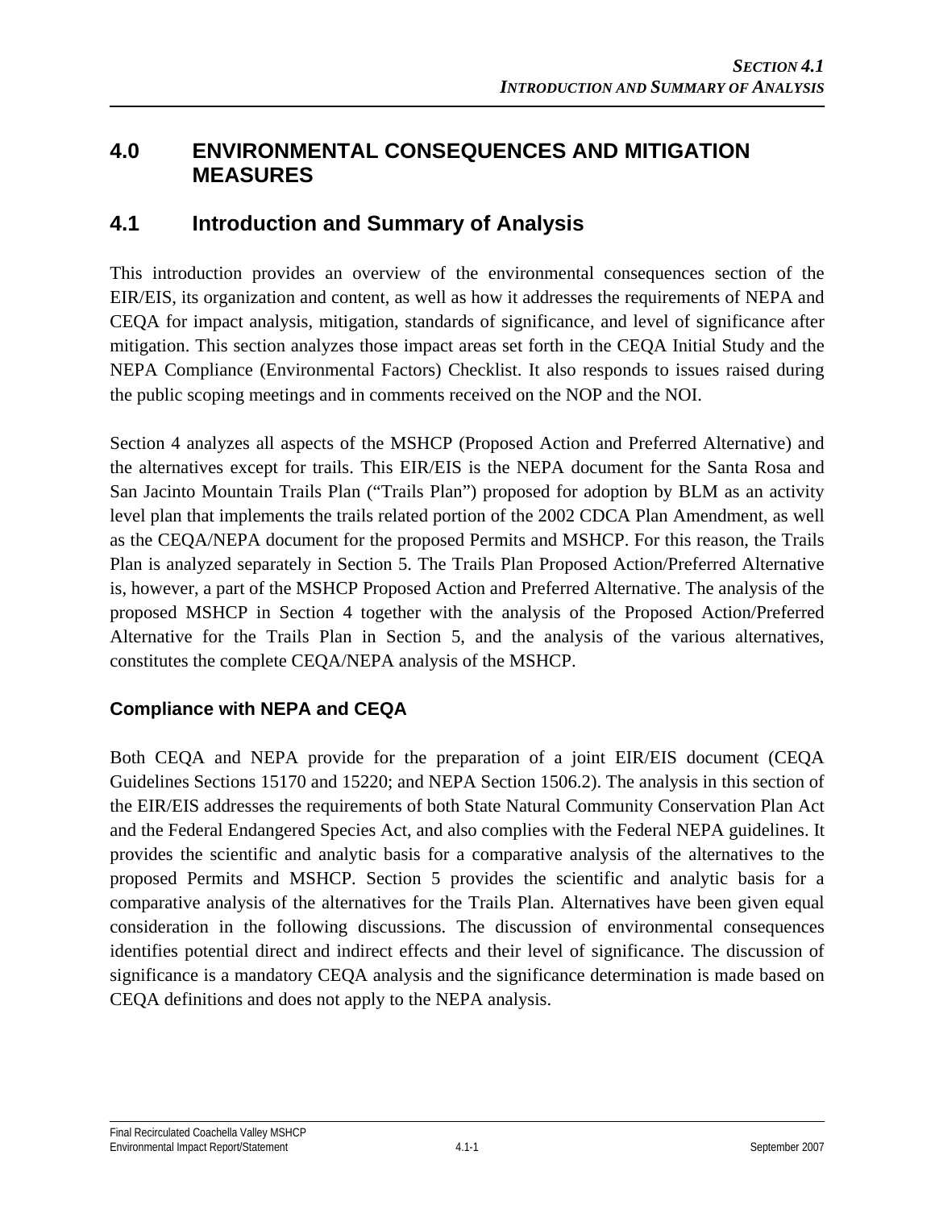# 4.0 ENVIRONMENTAL CONSEQUENCES AND MITIGATION MEASURES

## 4.1 Introduction and Summary of Analysis

This introduction provides an overview of the environmental consequences section of the EIR/EIS, its organization and content, as well as how it addresses the requirements of NEPA and CEQA for impact analysis, mitigation, standards of significance, and level of significance after mitigation. This section analyzes those impact areas set forth in the CEQA Initial Study and the NEPA Compliance (Environmental Factors) Checklist. It also responds to issues raised during the public scoping meetings and in comments received on the NOP and the NOI.

Section 4 analyzes all aspects of the MSHCP (Proposed Action and Preferred Alternative) and the alternatives except for trails. This EIR/EIS is the NEPA document for the Santa Rosa and San Jacinto Mountain Trails Plan ("Trails Plan") proposed for adoption by BLM as an activity level plan that implements the trails related portion of the 2002 CDCA Plan Amendment, as well as the CEQA/NEPA document for the proposed Permits and MSHCP. For this reason, the Trails Plan is analyzed separately in Section 5. The Trails Plan Proposed Action/Preferred Alternative is, however, a part of the MSHCP Proposed Action and Preferred Alternative. The analysis of the proposed MSHCP in Section 4 together with the analysis of the Proposed Action/Preferred Alternative for the Trails Plan in Section 5, and the analysis of the various alternatives, constitutes the complete CEQA/NEPA analysis of the MSHCP.

### Compliance with NEPA and CEQA

Both CEQA and NEPA provide for the preparation of a joint EIR/EIS document (CEQA Guidelines Sections 15170 and 15220; and NEPA Section 1506.2). The analysis in this section of the EIR/EIS addresses the requirements of both State Natural Community Conservation Plan Act and the Federal Endangered Species Act, and also complies with the Federal NEPA guidelines. It provides the scientific and analytic basis for a comparative analysis of the alternatives to the proposed Permits and MSHCP. Section 5 provides the scientific and analytic basis for a comparative analysis of the alternatives for the Trails Plan. Alternatives have been given equal consideration in the following discussions. The discussion of environmental consequences identifies potential direct and indirect effects and their level of significance. The discussion of significance is a mandatory CEQA analysis and the significance determination is made based on CEQA definitions and does not apply to the NEPA analysis.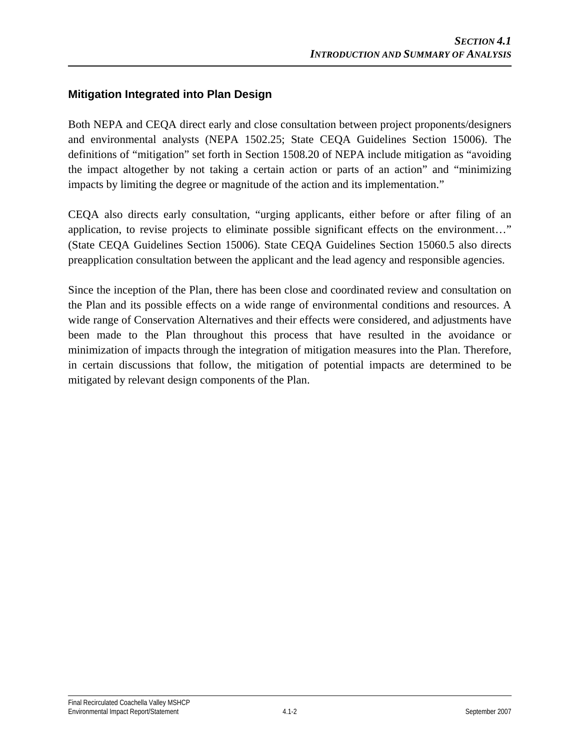## Mitigation Integrated into Plan Design

Both NEPA and CEQA direct early and close consultation between project proponents/designers and environmental analysts (NEPA 1502.25; State CEQA Guidelines Section 15006). The definitions of "mitigation" set forth in Section 1508.20 of NEPA include mitigation as "avoiding the impact altogether by not taking a certain action or parts of an action" and "minimizing impacts by limiting the degree or magnitude of the action and its implementation."

CEQA also directs early consultation, "urging applicants, either before or after filing of an application, to revise projects to eliminate possible significant effects on the environment…" (State CEQA Guidelines Section 15006). State CEQA Guidelines Section 15060.5 also directs preapplication consultation between the applicant and the lead agency and responsible agencies.

Since the inception of the Plan, there has been close and coordinated review and consultation on the Plan and its possible effects on a wide range of environmental conditions and resources. A wide range of Conservation Alternatives and their effects were considered, and adjustments have been made to the Plan throughout this process that have resulted in the avoidance or minimization of impacts through the integration of mitigation measures into the Plan. Therefore, in certain discussions that follow, the mitigation of potential impacts are determined to be mitigated by relevant design components of the Plan.